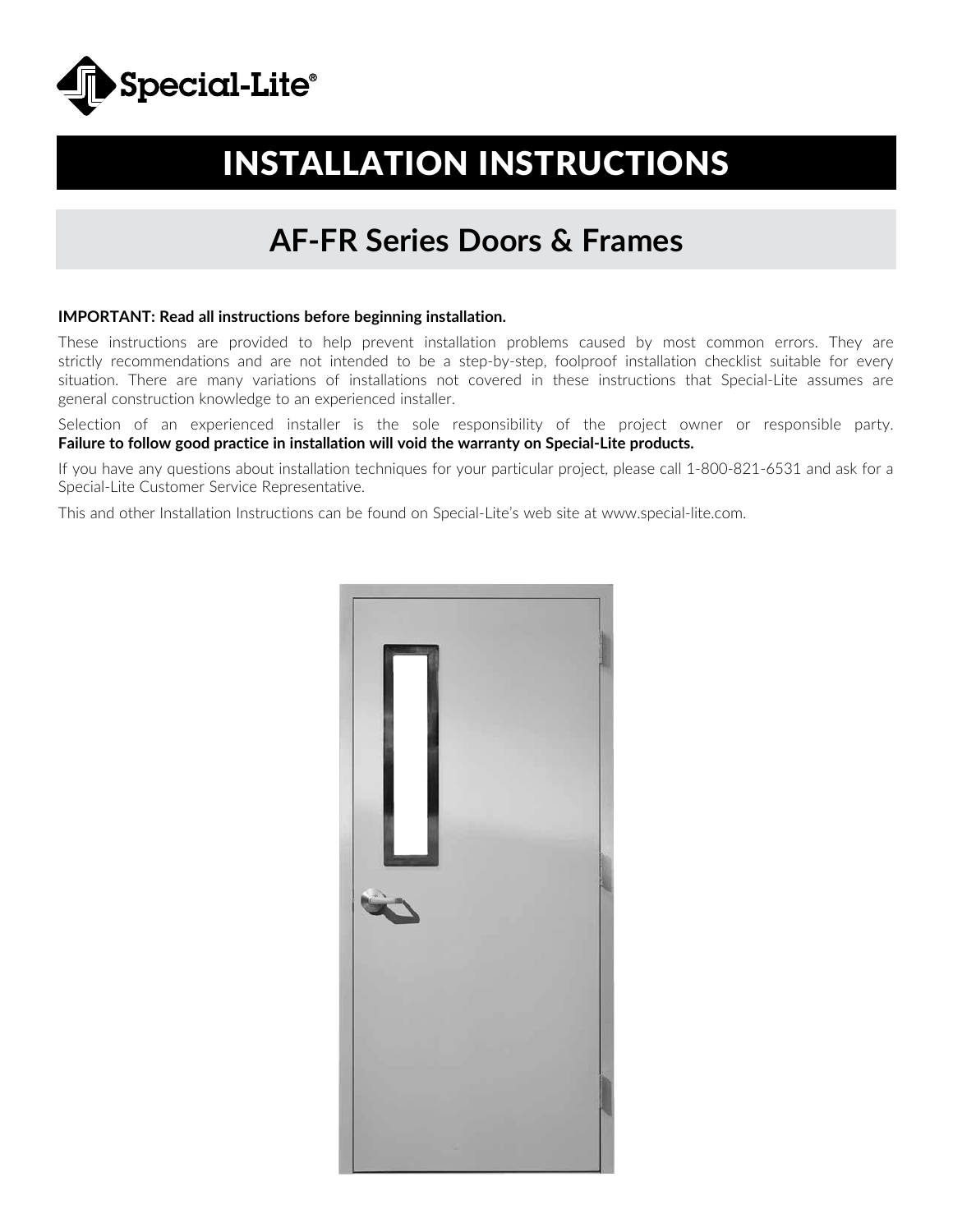# INSTALLATION INSTRUCTIONS

## AF-FR Series Doors & Frames

**IMPORTANT: Read all instructions before beginning installation.**

These instructions are provided to help prevent installation problems caused by most common errors. They are strictly recommendations and are not intended to be a step-by-step, foolproof installation checklist suitable for every situation. There are many variations of installations not covered in these instructions that Special-Lite assumes are general construction knowledge to an experienced installer.

Selection of an experienced installer is the sole responsibility of the project owner or responsible party. **Failure to follow good practice in installation will void the warranty on Special-Lite products.**

If you have any questions about installation techniques for your particular project, please call 1-800-821-6531 and ask for a Special-Lite Customer Service Representative.

This and other Installation Instructions can be found on Special-Lite's web site at www.special-lite.com.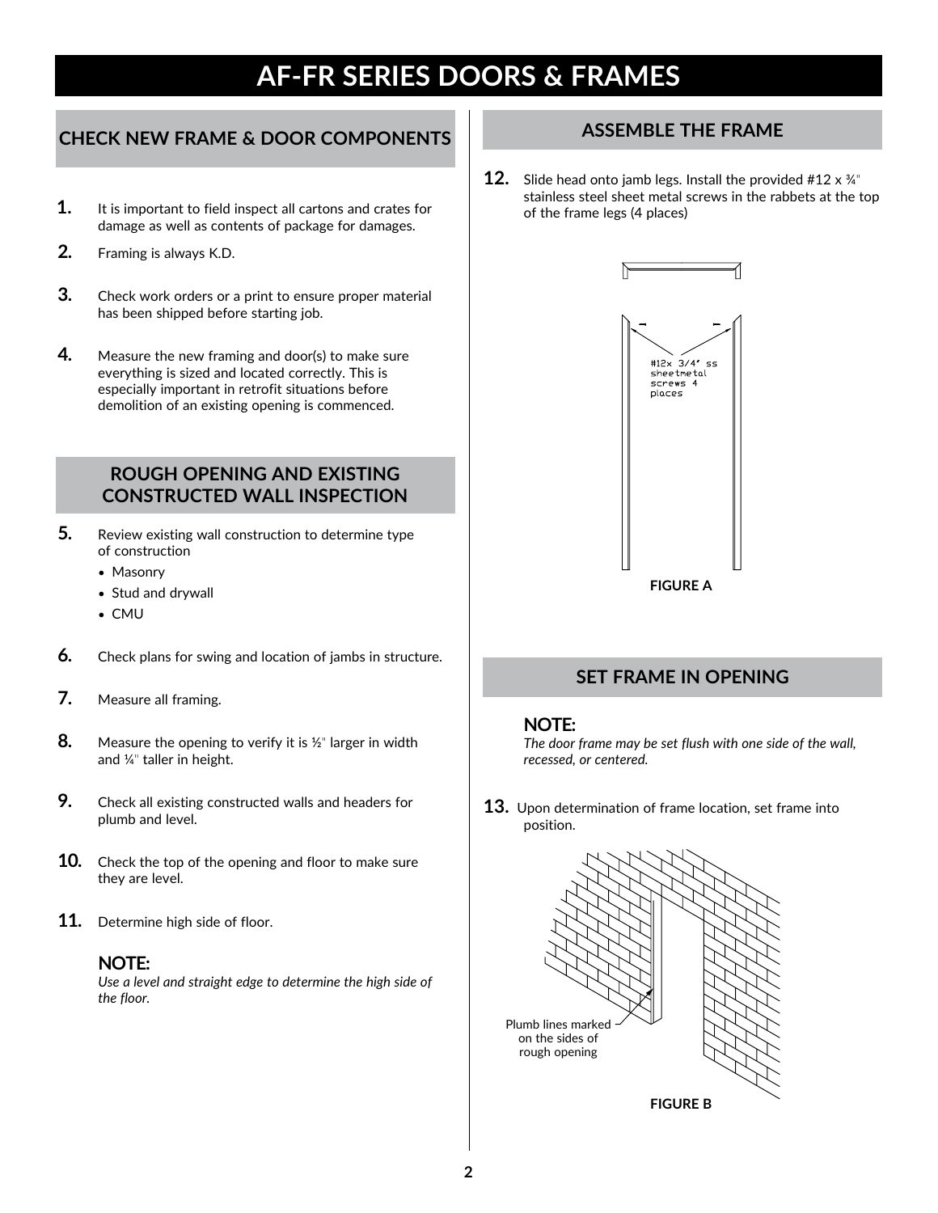# AF-FR SERIES DOORS & FRAMES

## CHECK NEW FRAME & DOOR COMPONENTS

1. It is important to field inspect all cartons and crates for damage as well as contents of package for damages.
2. Framing is always K.D.
3. Check work orders or a print to ensure proper material has been shipped before starting job.
4. Measure the new framing and door(s) to make sure everything is sized and located correctly. This is especially important in retrofit situations before demolition of an existing opening is commenced.

## ROUGH OPENING AND EXISTING CONSTRUCTED WALL INSPECTION

5. Review existing wall construction to determine type of construction
   - Masonry
   - Stud and drywall
   - CMU
6. Check plans for swing and location of jambs in structure.
7. Measure all framing.
8. Measure the opening to verify it is ½" larger in width and ¼" taller in height.
9. Check all existing constructed walls and headers for plumb and level.
10. Check the top of the opening and floor to make sure they are level.
11. Determine high side of floor.

**NOTE:**
*Use a level and straight edge to determine the high side of the floor.*

## ASSEMBLE THE FRAME

12. Slide head onto jamb legs. Install the provided #12 x ¾" stainless steel sheet metal screws in the rabbets at the top of the frame legs (4 places)

#12x 3/4" ss sheetmetal screws 4 places

FIGURE A

## SET FRAME IN OPENING

**NOTE:**
*The door frame may be set flush with one side of the wall, recessed, or centered.*

13. Upon determination of frame location, set frame into position.

Plumb lines marked on the sides of rough opening

FIGURE B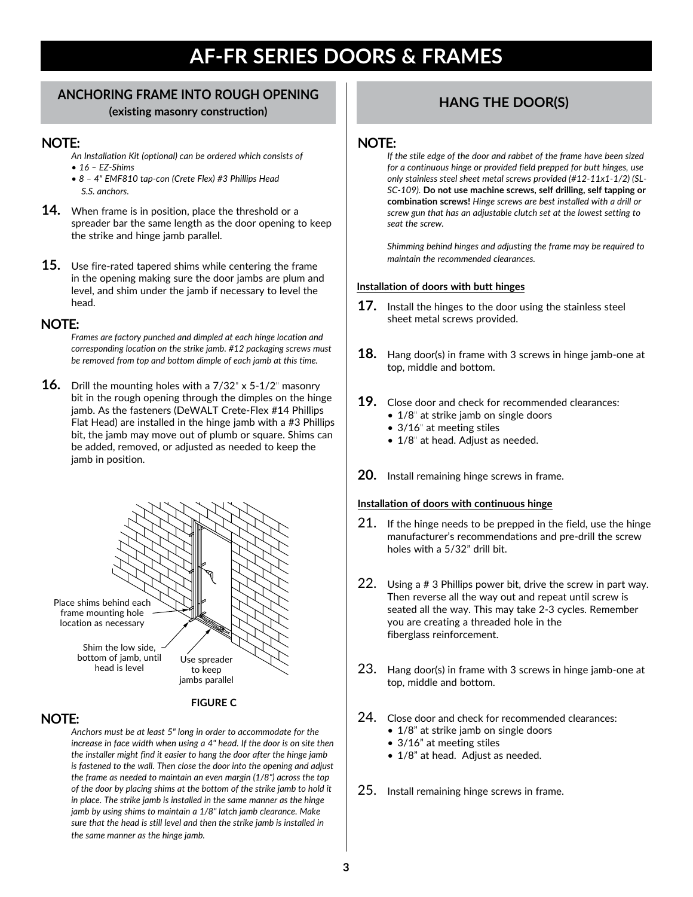# AF-FR SERIES DOORS & FRAMES

## ANCHORING FRAME INTO ROUGH OPENING
**(existing masonry construction)**

**NOTE:**

*An Installation Kit (optional) can be ordered which consists of*
- *16 – EZ-Shims*
- *8 – 4" EMF810 tap-con (Crete Flex) #3 Phillips Head S.S. anchors.*

**14.** When frame is in position, place the threshold or a spreader bar the same length as the door opening to keep the strike and hinge jamb parallel.

**15.** Use fire-rated tapered shims while centering the frame in the opening making sure the door jambs are plum and level, and shim under the jamb if necessary to level the head.

**NOTE:**

*Frames are factory punched and dimpled at each hinge location and corresponding location on the strike jamb. #12 packaging screws must be removed from top and bottom dimple of each jamb at this time.*

**16.** Drill the mounting holes with a 7/32" x 5-1/2" masonry bit in the rough opening through the dimples on the hinge jamb. As the fasteners (DeWALT Crete-Flex #14 Phillips Flat Head) are installed in the hinge jamb with a #3 Phillips bit, the jamb may move out of plumb or square. Shims can be added, removed, or adjusted as needed to keep the jamb in position.

Place shims behind each frame mounting hole location as necessary

Shim the low side, bottom of jamb, until head is level

Use spreader to keep jambs parallel

**FIGURE C**

**NOTE:**

*Anchors must be at least 5" long in order to accommodate for the increase in face width when using a 4" head. If the door is on site then the installer might find it easier to hang the door after the hinge jamb is fastened to the wall. Then close the door into the opening and adjust the frame as needed to maintain an even margin (1/8") across the top of the door by placing shims at the bottom of the strike jamb to hold it in place. The strike jamb is installed in the same manner as the hinge jamb by using shims to maintain a 1/8" latch jamb clearance. Make sure that the head is still level and then the strike jamb is installed in the same manner as the hinge jamb.*

## HANG THE DOOR(S)

**NOTE:**

*If the stile edge of the door and rabbet of the frame have been sized for a continuous hinge or provided field prepped for butt hinges, use only stainless steel sheet metal screws provided (#12-11x1-1/2) (SL-SC-109).* **Do not use machine screws, self drilling, self tapping or combination screws!** *Hinge screws are best installed with a drill or screw gun that has an adjustable clutch set at the lowest setting to seat the screw.*

*Shimming behind hinges and adjusting the frame may be required to maintain the recommended clearances.*

**Installation of doors with butt hinges**

**17.** Install the hinges to the door using the stainless steel sheet metal screws provided.

**18.** Hang door(s) in frame with 3 screws in hinge jamb-one at top, middle and bottom.

**19.** Close door and check for recommended clearances:
- 1/8" at strike jamb on single doors
- 3/16" at meeting stiles
- 1/8" at head. Adjust as needed.

**20.** Install remaining hinge screws in frame.

**Installation of doors with continuous hinge**

21. If the hinge needs to be prepped in the field, use the hinge manufacturer's recommendations and pre-drill the screw holes with a 5/32" drill bit.

22. Using a # 3 Phillips power bit, drive the screw in part way. Then reverse all the way out and repeat until screw is seated all the way. This may take 2-3 cycles. Remember you are creating a threaded hole in the fiberglass reinforcement.

23. Hang door(s) in frame with 3 screws in hinge jamb-one at top, middle and bottom.

24. Close door and check for recommended clearances:
- 1/8" at strike jamb on single doors
- 3/16" at meeting stiles
- 1/8" at head. Adjust as needed.

25. Install remaining hinge screws in frame.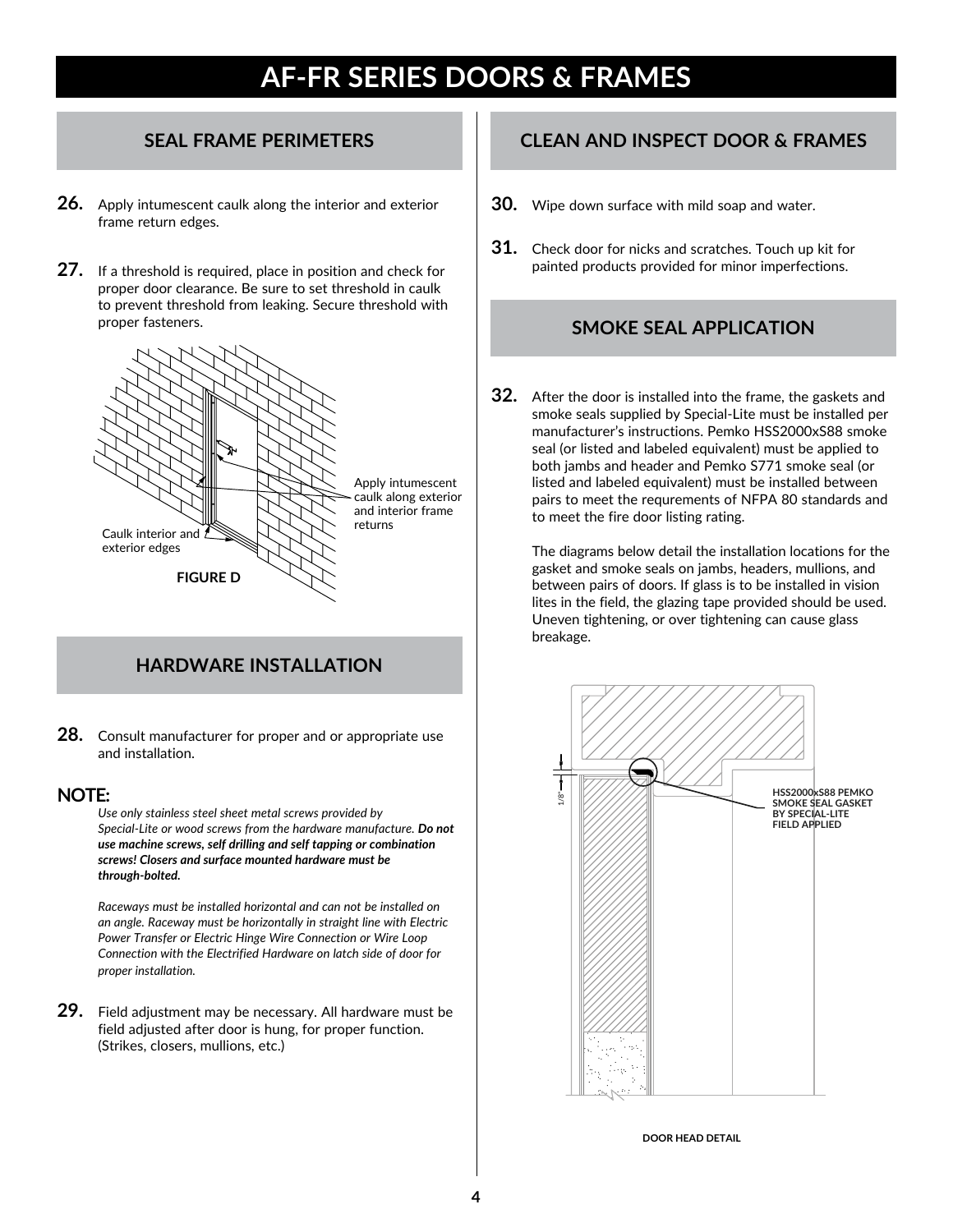# AF-FR SERIES DOORS & FRAMES

## SEAL FRAME PERIMETERS

**26.** Apply intumescent caulk along the interior and exterior frame return edges.

**27.** If a threshold is required, place in position and check for proper door clearance. Be sure to set threshold in caulk to prevent threshold from leaking. Secure threshold with proper fasteners.

Apply intumescent caulk along exterior and interior frame returns

Caulk interior and exterior edges

**FIGURE D**

## HARDWARE INSTALLATION

**28.** Consult manufacturer for proper and or appropriate use and installation.

### NOTE:

*Use only stainless steel sheet metal screws provided by Special-Lite or wood screws from the hardware manufacture.* ***Do not use machine screws, self drilling and self tapping or combination screws! Closers and surface mounted hardware must be through-bolted.***

*Raceways must be installed horizontal and can not be installed on an angle. Raceway must be horizontally in straight line with Electric Power Transfer or Electric Hinge Wire Connection or Wire Loop Connection with the Electrified Hardware on latch side of door for proper installation.*

**29.** Field adjustment may be necessary. All hardware must be field adjusted after door is hung, for proper function. (Strikes, closers, mullions, etc.)

## CLEAN AND INSPECT DOOR & FRAMES

**30.** Wipe down surface with mild soap and water.

**31.** Check door for nicks and scratches. Touch up kit for painted products provided for minor imperfections.

## SMOKE SEAL APPLICATION

**32.** After the door is installed into the frame, the gaskets and smoke seals supplied by Special-Lite must be installed per manufacturer's instructions. Pemko HSS2000xS88 smoke seal (or listed and labeled equivalent) must be applied to both jambs and header and Pemko S771 smoke seal (or listed and labeled equivalent) must be installed between pairs to meet the requrements of NFPA 80 standards and to meet the fire door listing rating.

The diagrams below detail the installation locations for the gasket and smoke seals on jambs, headers, mullions, and between pairs of doors. If glass is to be installed in vision lites in the field, the glazing tape provided should be used. Uneven tightening, or over tightening can cause glass breakage.

1/8"

HSS2000xS88 PEMKO SMOKE SEAL GASKET BY SPECIAL-LITE FIELD APPLIED

**DOOR HEAD DETAIL**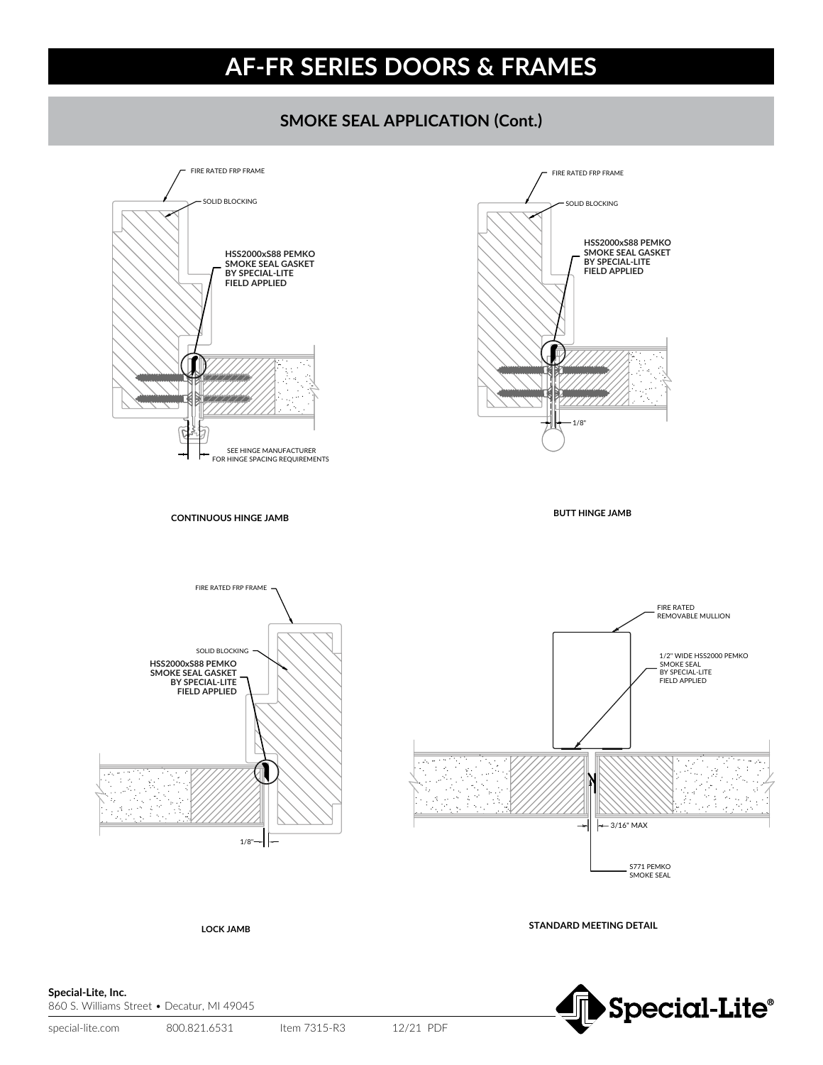# AF-FR SERIES DOORS & FRAMES

## SMOKE SEAL APPLICATION (Cont.)

FIRE RATED FRP FRAME

SOLID BLOCKING

**HSS2000xS88 PEMKO SMOKE SEAL GASKET BY SPECIAL-LITE FIELD APPLIED**

SEE HINGE MANUFACTURER FOR HINGE SPACING REQUIREMENTS

**CONTINUOUS HINGE JAMB**

FIRE RATED FRP FRAME

SOLID BLOCKING

**HSS2000xS88 PEMKO SMOKE SEAL GASKET BY SPECIAL-LITE FIELD APPLIED**

1/8"

**BUTT HINGE JAMB**

FIRE RATED FRP FRAME

SOLID BLOCKING

**HSS2000xS88 PEMKO SMOKE SEAL GASKET BY SPECIAL-LITE FIELD APPLIED**

1/8"

**LOCK JAMB**

FIRE RATED REMOVABLE MULLION

1/2" WIDE HSS2000 PEMKO SMOKE SEAL BY SPECIAL-LITE FIELD APPLIED

3/16" MAX

S771 PEMKO SMOKE SEAL

**STANDARD MEETING DETAIL**

**Special-Lite, Inc.**
860 S. Williams Street • Decatur, MI 49045

special-lite.com 800.821.6531 Item 7315-R3 12/21 PDF